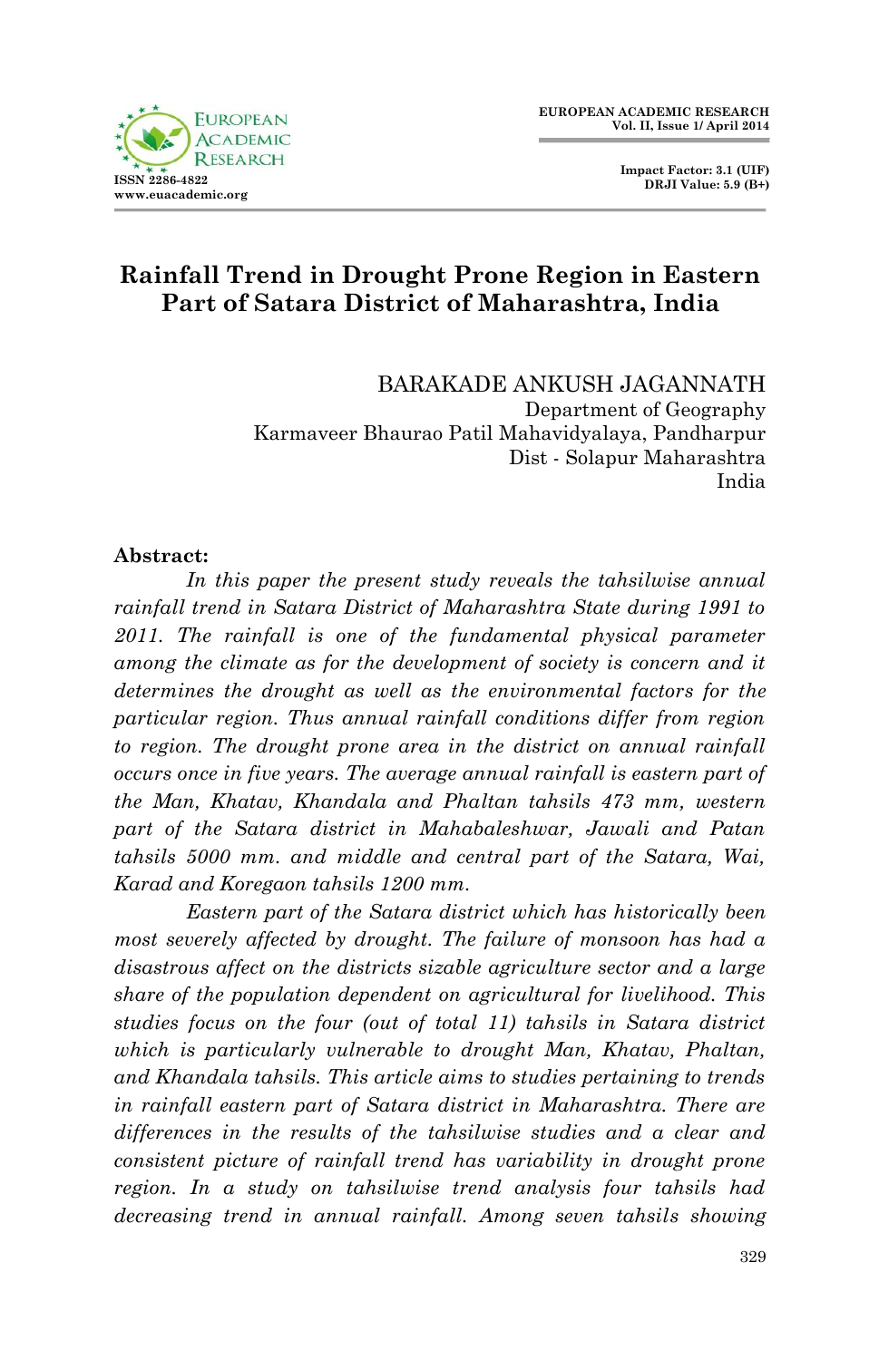# Rainfall Trend in Drought Prone Region in Eastern Part of Satara District of Maharashtra, India

BARAKADE ANKUSH JAGANNATH
Department of Geography
Karmaveer Bhaurao Patil Mahavidyalaya, Pandharpur
Dist - Solapur Maharashtra
India

**Abstract:**

*In this paper the present study reveals the tahsilwise annual rainfall trend in Satara District of Maharashtra State during 1991 to 2011. The rainfall is one of the fundamental physical parameter among the climate as for the development of society is concern and it determines the drought as well as the environmental factors for the particular region. Thus annual rainfall conditions differ from region to region. The drought prone area in the district on annual rainfall occurs once in five years. The average annual rainfall is eastern part of the Man, Khatav, Khandala and Phaltan tahsils 473 mm, western part of the Satara district in Mahabaleshwar, Jawali and Patan tahsils 5000 mm. and middle and central part of the Satara, Wai, Karad and Koregaon tahsils 1200 mm.*

*Eastern part of the Satara district which has historically been most severely affected by drought. The failure of monsoon has had a disastrous affect on the districts sizable agriculture sector and a large share of the population dependent on agricultural for livelihood. This studies focus on the four (out of total 11) tahsils in Satara district which is particularly vulnerable to drought Man, Khatav, Phaltan, and Khandala tahsils. This article aims to studies pertaining to trends in rainfall eastern part of Satara district in Maharashtra. There are differences in the results of the tahsilwise studies and a clear and consistent picture of rainfall trend has variability in drought prone region. In a study on tahsilwise trend analysis four tahsils had decreasing trend in annual rainfall. Among seven tahsils showing*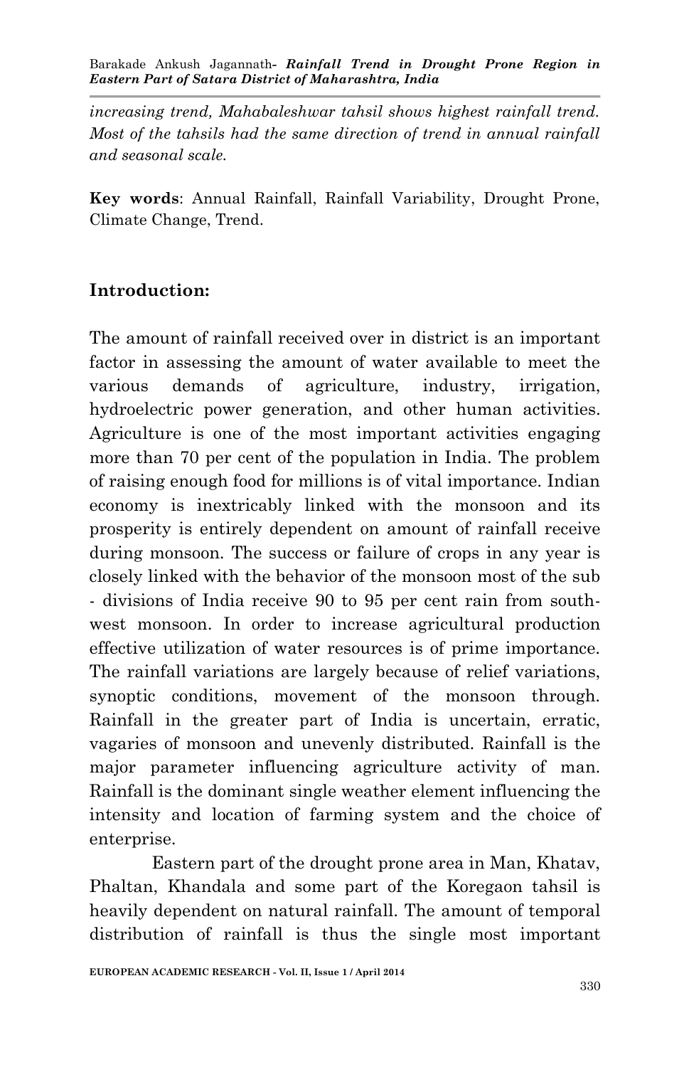*increasing trend, Mahabaleshwar tahsil shows highest rainfall trend. Most of the tahsils had the same direction of trend in annual rainfall and seasonal scale.*

**Key words**: Annual Rainfall, Rainfall Variability, Drought Prone, Climate Change, Trend.

## Introduction:

The amount of rainfall received over in district is an important factor in assessing the amount of water available to meet the various demands of agriculture, industry, irrigation, hydroelectric power generation, and other human activities. Agriculture is one of the most important activities engaging more than 70 per cent of the population in India. The problem of raising enough food for millions is of vital importance. Indian economy is inextricably linked with the monsoon and its prosperity is entirely dependent on amount of rainfall receive during monsoon. The success or failure of crops in any year is closely linked with the behavior of the monsoon most of the sub - divisions of India receive 90 to 95 per cent rain from south-west monsoon. In order to increase agricultural production effective utilization of water resources is of prime importance. The rainfall variations are largely because of relief variations, synoptic conditions, movement of the monsoon through. Rainfall in the greater part of India is uncertain, erratic, vagaries of monsoon and unevenly distributed. Rainfall is the major parameter influencing agriculture activity of man. Rainfall is the dominant single weather element influencing the intensity and location of farming system and the choice of enterprise.

Eastern part of the drought prone area in Man, Khatav, Phaltan, Khandala and some part of the Koregaon tahsil is heavily dependent on natural rainfall. The amount of temporal distribution of rainfall is thus the single most important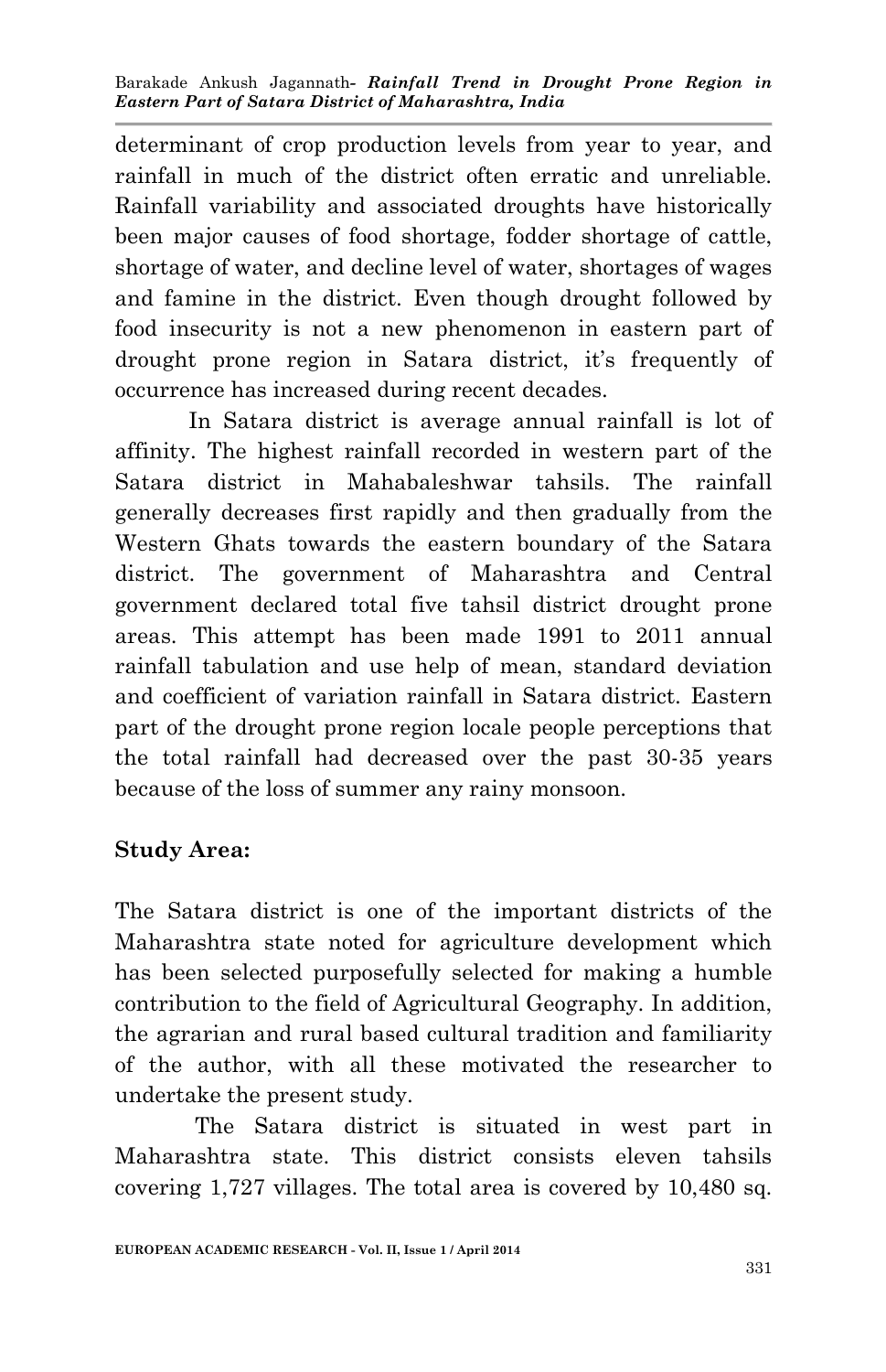determinant of crop production levels from year to year, and rainfall in much of the district often erratic and unreliable. Rainfall variability and associated droughts have historically been major causes of food shortage, fodder shortage of cattle, shortage of water, and decline level of water, shortages of wages and famine in the district. Even though drought followed by food insecurity is not a new phenomenon in eastern part of drought prone region in Satara district, it's frequently of occurrence has increased during recent decades.

In Satara district is average annual rainfall is lot of affinity. The highest rainfall recorded in western part of the Satara district in Mahabaleshwar tahsils. The rainfall generally decreases first rapidly and then gradually from the Western Ghats towards the eastern boundary of the Satara district. The government of Maharashtra and Central government declared total five tahsil district drought prone areas. This attempt has been made 1991 to 2011 annual rainfall tabulation and use help of mean, standard deviation and coefficient of variation rainfall in Satara district. Eastern part of the drought prone region locale people perceptions that the total rainfall had decreased over the past 30-35 years because of the loss of summer any rainy monsoon.

**Study Area:**

The Satara district is one of the important districts of the Maharashtra state noted for agriculture development which has been selected purposefully selected for making a humble contribution to the field of Agricultural Geography. In addition, the agrarian and rural based cultural tradition and familiarity of the author, with all these motivated the researcher to undertake the present study.

The Satara district is situated in west part in Maharashtra state. This district consists eleven tahsils covering 1,727 villages. The total area is covered by 10,480 sq.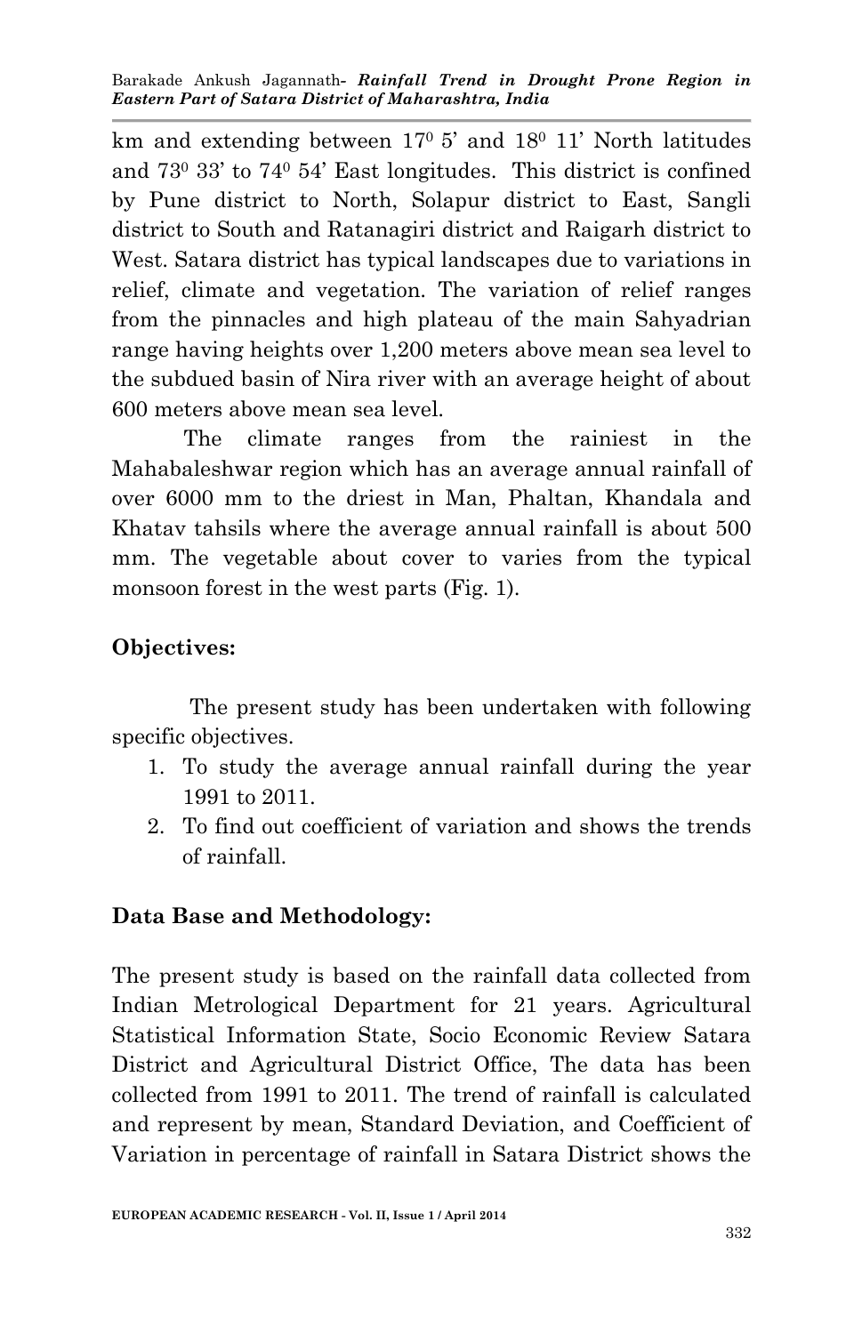km and extending between $17^0$ 5' and $18^0$ 11' North latitudes and $73^0$ 33' to $74^0$ 54' East longitudes. This district is confined by Pune district to North, Solapur district to East, Sangli district to South and Ratanagiri district and Raigarh district to West. Satara district has typical landscapes due to variations in relief, climate and vegetation. The variation of relief ranges from the pinnacles and high plateau of the main Sahyadrian range having heights over 1,200 meters above mean sea level to the subdued basin of Nira river with an average height of about 600 meters above mean sea level.

The climate ranges from the rainiest in the Mahabaleshwar region which has an average annual rainfall of over 6000 mm to the driest in Man, Phaltan, Khandala and Khatav tahsils where the average annual rainfall is about 500 mm. The vegetable about cover to varies from the typical monsoon forest in the west parts (Fig. 1).

## Objectives:

The present study has been undertaken with following specific objectives.

1. To study the average annual rainfall during the year 1991 to 2011.
2. To find out coefficient of variation and shows the trends of rainfall.

## Data Base and Methodology:

The present study is based on the rainfall data collected from Indian Metrological Department for 21 years. Agricultural Statistical Information State, Socio Economic Review Satara District and Agricultural District Office, The data has been collected from 1991 to 2011. The trend of rainfall is calculated and represent by mean, Standard Deviation, and Coefficient of Variation in percentage of rainfall in Satara District shows the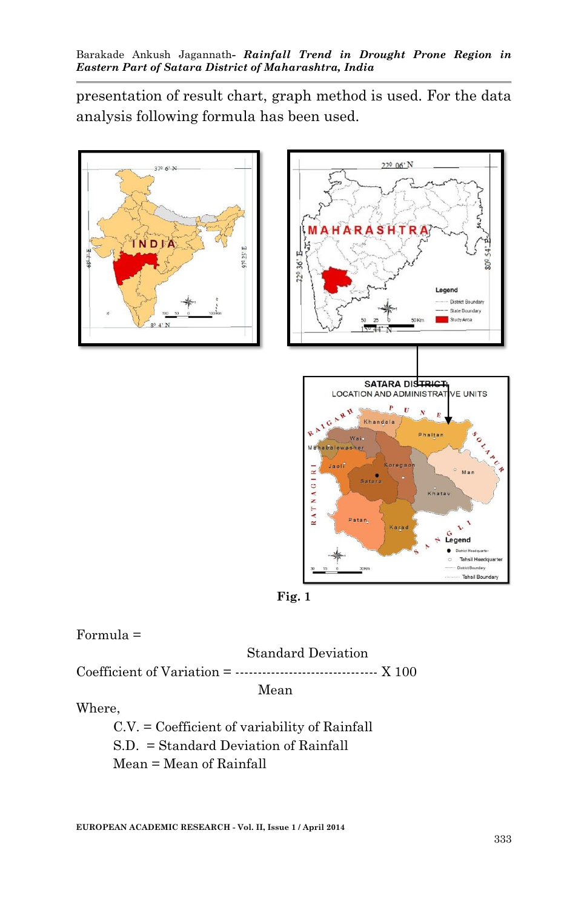presentation of result chart, graph method is used. For the data analysis following formula has been used.

Fig. 1

Formula =

$$\text{Coefficient of Variation} = \frac{\text{Standard Deviation}}{\text{Mean}} \times 100$$

Where,

C.V. = Coefficient of variability of Rainfall

S.D. = Standard Deviation of Rainfall

Mean = Mean of Rainfall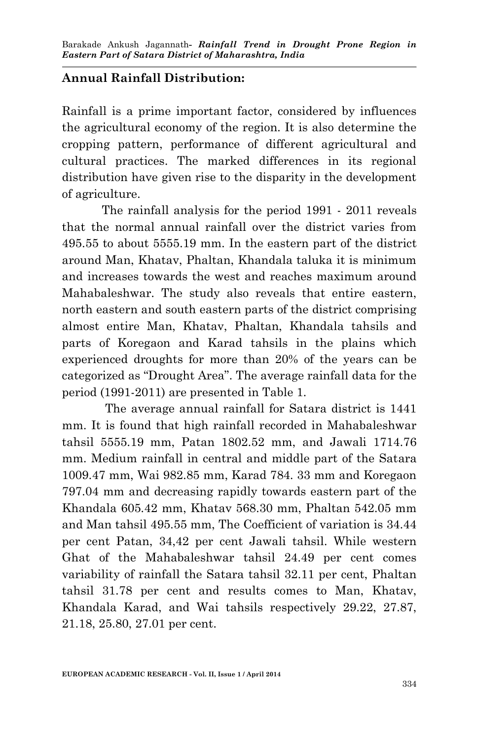## Annual Rainfall Distribution:

Rainfall is a prime important factor, considered by influences the agricultural economy of the region. It is also determine the cropping pattern, performance of different agricultural and cultural practices. The marked differences in its regional distribution have given rise to the disparity in the development of agriculture.

The rainfall analysis for the period 1991 - 2011 reveals that the normal annual rainfall over the district varies from 495.55 to about 5555.19 mm. In the eastern part of the district around Man, Khatav, Phaltan, Khandala taluka it is minimum and increases towards the west and reaches maximum around Mahabaleshwar. The study also reveals that entire eastern, north eastern and south eastern parts of the district comprising almost entire Man, Khatav, Phaltan, Khandala tahsils and parts of Koregaon and Karad tahsils in the plains which experienced droughts for more than 20% of the years can be categorized as "Drought Area". The average rainfall data for the period (1991-2011) are presented in Table 1.

The average annual rainfall for Satara district is 1441 mm. It is found that high rainfall recorded in Mahabaleshwar tahsil 5555.19 mm, Patan 1802.52 mm, and Jawali 1714.76 mm. Medium rainfall in central and middle part of the Satara 1009.47 mm, Wai 982.85 mm, Karad 784. 33 mm and Koregaon 797.04 mm and decreasing rapidly towards eastern part of the Khandala 605.42 mm, Khatav 568.30 mm, Phaltan 542.05 mm and Man tahsil 495.55 mm, The Coefficient of variation is 34.44 per cent Patan, 34,42 per cent Jawali tahsil. While western Ghat of the Mahabaleshwar tahsil 24.49 per cent comes variability of rainfall the Satara tahsil 32.11 per cent, Phaltan tahsil 31.78 per cent and results comes to Man, Khatav, Khandala Karad, and Wai tahsils respectively 29.22, 27.87, 21.18, 25.80, 27.01 per cent.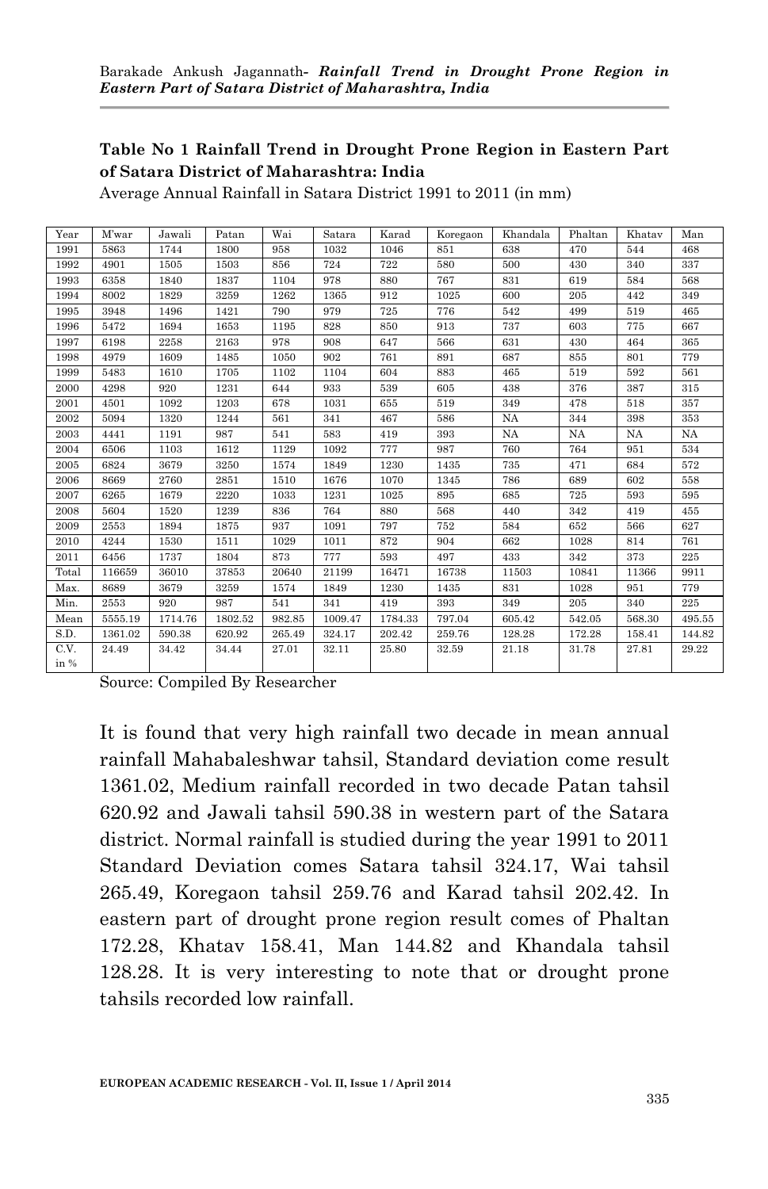**Table No 1 Rainfall Trend in Drought Prone Region in Eastern Part of Satara District of Maharashtra: India**

Average Annual Rainfall in Satara District 1991 to 2011 (in mm)

| Year | M'war | Jawali | Patan | Wai | Satara | Karad | Koregaon | Khandala | Phaltan | Khatav | Man |
|---|---|---|---|---|---|---|---|---|---|---|---|
| 1991 | 5863 | 1744 | 1800 | 958 | 1032 | 1046 | 851 | 638 | 470 | 544 | 468 |
| 1992 | 4901 | 1505 | 1503 | 856 | 724 | 722 | 580 | 500 | 430 | 340 | 337 |
| 1993 | 6358 | 1840 | 1837 | 1104 | 978 | 880 | 767 | 831 | 619 | 584 | 568 |
| 1994 | 8002 | 1829 | 3259 | 1262 | 1365 | 912 | 1025 | 600 | 205 | 442 | 349 |
| 1995 | 3948 | 1496 | 1421 | 790 | 979 | 725 | 776 | 542 | 499 | 519 | 465 |
| 1996 | 5472 | 1694 | 1653 | 1195 | 828 | 850 | 913 | 737 | 603 | 775 | 667 |
| 1997 | 6198 | 2258 | 2163 | 978 | 908 | 647 | 566 | 631 | 430 | 464 | 365 |
| 1998 | 4979 | 1609 | 1485 | 1050 | 902 | 761 | 891 | 687 | 855 | 801 | 779 |
| 1999 | 5483 | 1610 | 1705 | 1102 | 1104 | 604 | 883 | 465 | 519 | 592 | 561 |
| 2000 | 4298 | 920 | 1231 | 644 | 933 | 539 | 605 | 438 | 376 | 387 | 315 |
| 2001 | 4501 | 1092 | 1203 | 678 | 1031 | 655 | 519 | 349 | 478 | 518 | 357 |
| 2002 | 5094 | 1320 | 1244 | 561 | 341 | 467 | 586 | NA | 344 | 398 | 353 |
| 2003 | 4441 | 1191 | 987 | 541 | 583 | 419 | 393 | NA | NA | NA | NA |
| 2004 | 6506 | 1103 | 1612 | 1129 | 1092 | 777 | 987 | 760 | 764 | 951 | 534 |
| 2005 | 6824 | 3679 | 3250 | 1574 | 1849 | 1230 | 1435 | 735 | 471 | 684 | 572 |
| 2006 | 8669 | 2760 | 2851 | 1510 | 1676 | 1070 | 1345 | 786 | 689 | 602 | 558 |
| 2007 | 6265 | 1679 | 2220 | 1033 | 1231 | 1025 | 895 | 685 | 725 | 593 | 595 |
| 2008 | 5604 | 1520 | 1239 | 836 | 764 | 880 | 568 | 440 | 342 | 419 | 455 |
| 2009 | 2553 | 1894 | 1875 | 937 | 1091 | 797 | 752 | 584 | 652 | 566 | 627 |
| 2010 | 4244 | 1530 | 1511 | 1029 | 1011 | 872 | 904 | 662 | 1028 | 814 | 761 |
| 2011 | 6456 | 1737 | 1804 | 873 | 777 | 593 | 497 | 433 | 342 | 373 | 225 |
| Total | 116659 | 36010 | 37853 | 20640 | 21199 | 16471 | 16738 | 11503 | 10841 | 11366 | 9911 |
| Max. | 8689 | 3679 | 3259 | 1574 | 1849 | 1230 | 1435 | 831 | 1028 | 951 | 779 |
| Min. | 2553 | 920 | 987 | 541 | 341 | 419 | 393 | 349 | 205 | 340 | 225 |
| Mean | 5555.19 | 1714.76 | 1802.52 | 982.85 | 1009.47 | 1784.33 | 797.04 | 605.42 | 542.05 | 568.30 | 495.55 |
| S.D. | 1361.02 | 590.38 | 620.92 | 265.49 | 324.17 | 202.42 | 259.76 | 128.28 | 172.28 | 158.41 | 144.82 |
| C.V. in % | 24.49 | 34.42 | 34.44 | 27.01 | 32.11 | 25.80 | 32.59 | 21.18 | 31.78 | 27.81 | 29.22 |

Source: Compiled By Researcher

It is found that very high rainfall two decade in mean annual rainfall Mahabaleshwar tahsil, Standard deviation come result 1361.02, Medium rainfall recorded in two decade Patan tahsil 620.92 and Jawali tahsil 590.38 in western part of the Satara district. Normal rainfall is studied during the year 1991 to 2011 Standard Deviation comes Satara tahsil 324.17, Wai tahsil 265.49, Koregaon tahsil 259.76 and Karad tahsil 202.42. In eastern part of drought prone region result comes of Phaltan 172.28, Khatav 158.41, Man 144.82 and Khandala tahsil 128.28. It is very interesting to note that or drought prone tahsils recorded low rainfall.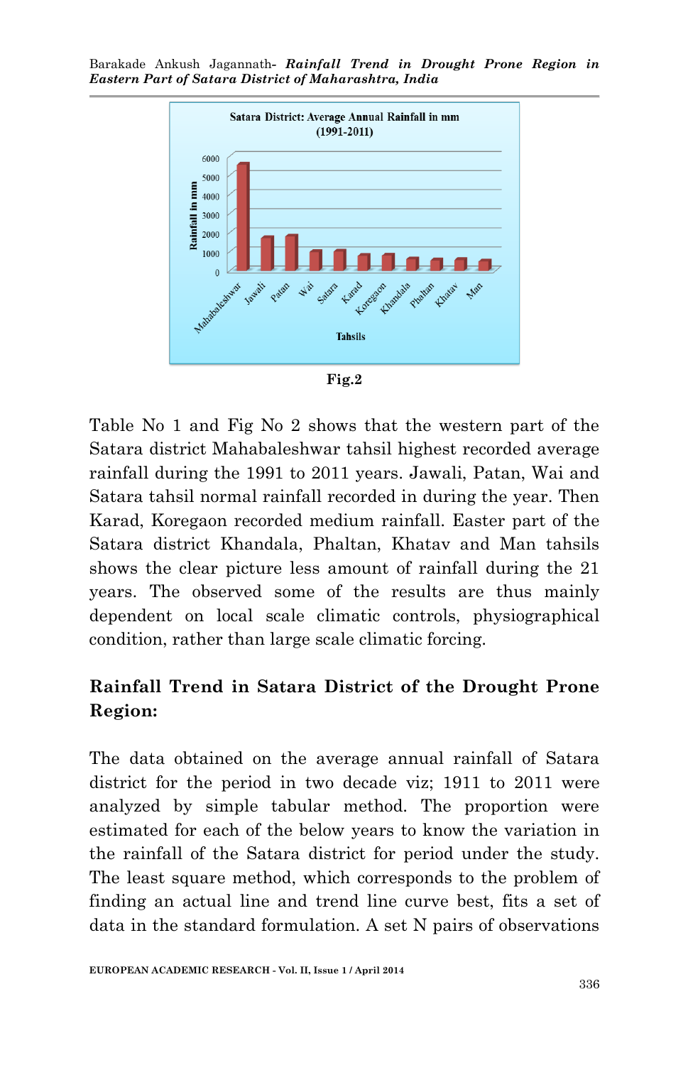Fig.2

Table No 1 and Fig No 2 shows that the western part of the Satara district Mahabaleshwar tahsil highest recorded average rainfall during the 1991 to 2011 years. Jawali, Patan, Wai and Satara tahsil normal rainfall recorded in during the year. Then Karad, Koregaon recorded medium rainfall. Easter part of the Satara district Khandala, Phaltan, Khatav and Man tahsils shows the clear picture less amount of rainfall during the 21 years. The observed some of the results are thus mainly dependent on local scale climatic controls, physiographical condition, rather than large scale climatic forcing.

## Rainfall Trend in Satara District of the Drought Prone Region:

The data obtained on the average annual rainfall of Satara district for the period in two decade viz; 1911 to 2011 were analyzed by simple tabular method. The proportion were estimated for each of the below years to know the variation in the rainfall of the Satara district for period under the study. The least square method, which corresponds to the problem of finding an actual line and trend line curve best, fits a set of data in the standard formulation. A set N pairs of observations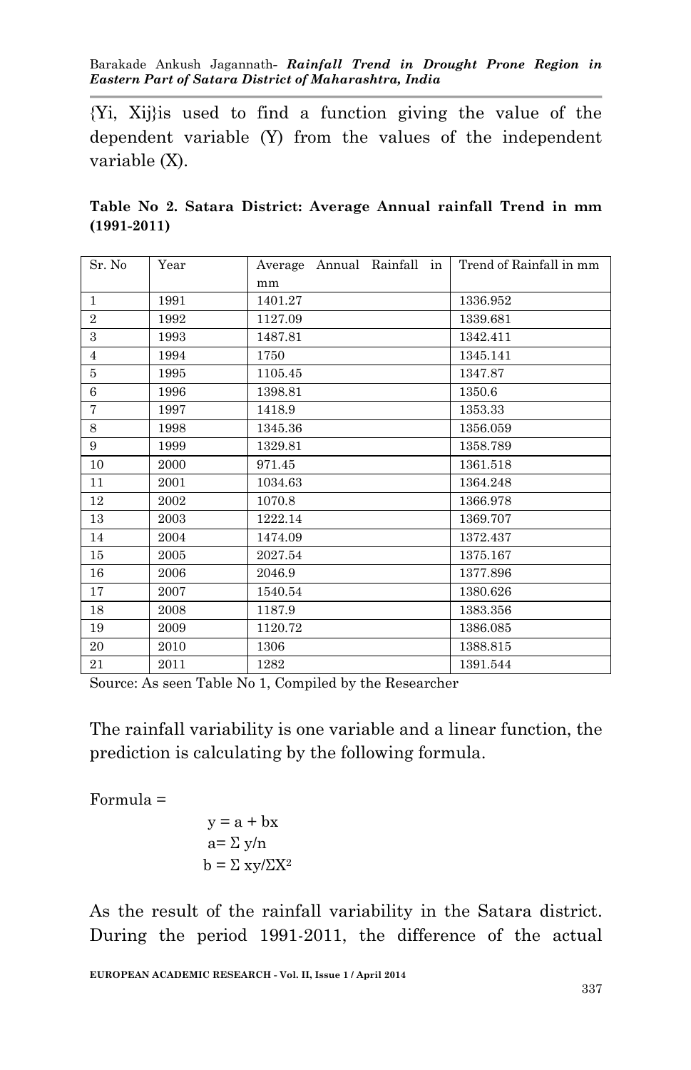{Yi, Xij}is used to find a function giving the value of the dependent variable (Y) from the values of the independent variable (X).

**Table No 2. Satara District: Average Annual rainfall Trend in mm (1991-2011)**

| Sr. No | Year | Average Annual Rainfall in mm | Trend of Rainfall in mm |
|---|---|---|---|
| 1 | 1991 | 1401.27 | 1336.952 |
| 2 | 1992 | 1127.09 | 1339.681 |
| 3 | 1993 | 1487.81 | 1342.411 |
| 4 | 1994 | 1750 | 1345.141 |
| 5 | 1995 | 1105.45 | 1347.87 |
| 6 | 1996 | 1398.81 | 1350.6 |
| 7 | 1997 | 1418.9 | 1353.33 |
| 8 | 1998 | 1345.36 | 1356.059 |
| 9 | 1999 | 1329.81 | 1358.789 |
| 10 | 2000 | 971.45 | 1361.518 |
| 11 | 2001 | 1034.63 | 1364.248 |
| 12 | 2002 | 1070.8 | 1366.978 |
| 13 | 2003 | 1222.14 | 1369.707 |
| 14 | 2004 | 1474.09 | 1372.437 |
| 15 | 2005 | 2027.54 | 1375.167 |
| 16 | 2006 | 2046.9 | 1377.896 |
| 17 | 2007 | 1540.54 | 1380.626 |
| 18 | 2008 | 1187.9 | 1383.356 |
| 19 | 2009 | 1120.72 | 1386.085 |
| 20 | 2010 | 1306 | 1388.815 |
| 21 | 2011 | 1282 | 1391.544 |

Source: As seen Table No 1, Compiled by the Researcher

The rainfall variability is one variable and a linear function, the prediction is calculating by the following formula.

Formula =

$$y = a + bx$$

$$a = \Sigma y/n$$

$$b = \Sigma xy/\Sigma X^2$$

As the result of the rainfall variability in the Satara district. During the period 1991-2011, the difference of the actual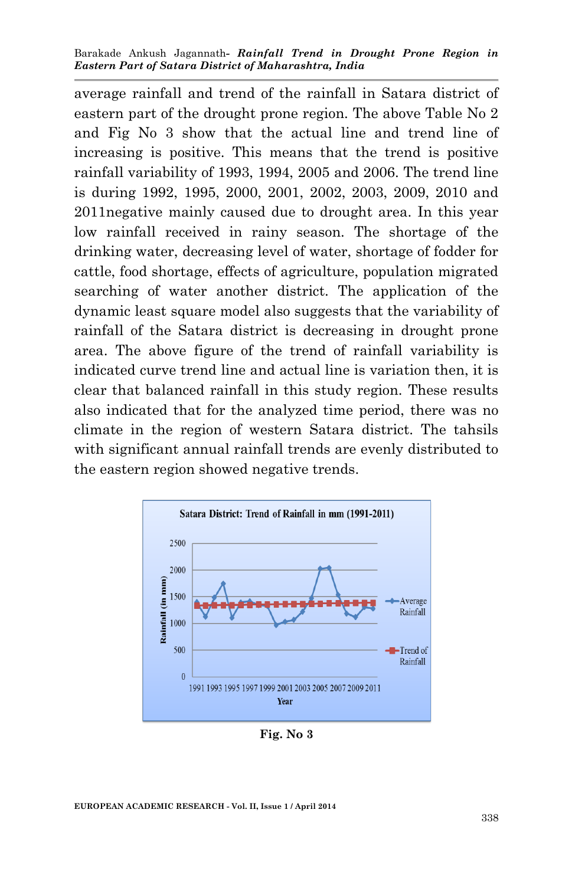average rainfall and trend of the rainfall in Satara district of eastern part of the drought prone region. The above Table No 2 and Fig No 3 show that the actual line and trend line of increasing is positive. This means that the trend is positive rainfall variability of 1993, 1994, 2005 and 2006. The trend line is during 1992, 1995, 2000, 2001, 2002, 2003, 2009, 2010 and 2011negative mainly caused due to drought area. In this year low rainfall received in rainy season. The shortage of the drinking water, decreasing level of water, shortage of fodder for cattle, food shortage, effects of agriculture, population migrated searching of water another district. The application of the dynamic least square model also suggests that the variability of rainfall of the Satara district is decreasing in drought prone area. The above figure of the trend of rainfall variability is indicated curve trend line and actual line is variation then, it is clear that balanced rainfall in this study region. These results also indicated that for the analyzed time period, there was no climate in the region of western Satara district. The tahsils with significant annual rainfall trends are evenly distributed to the eastern region showed negative trends.

**Fig. No 3**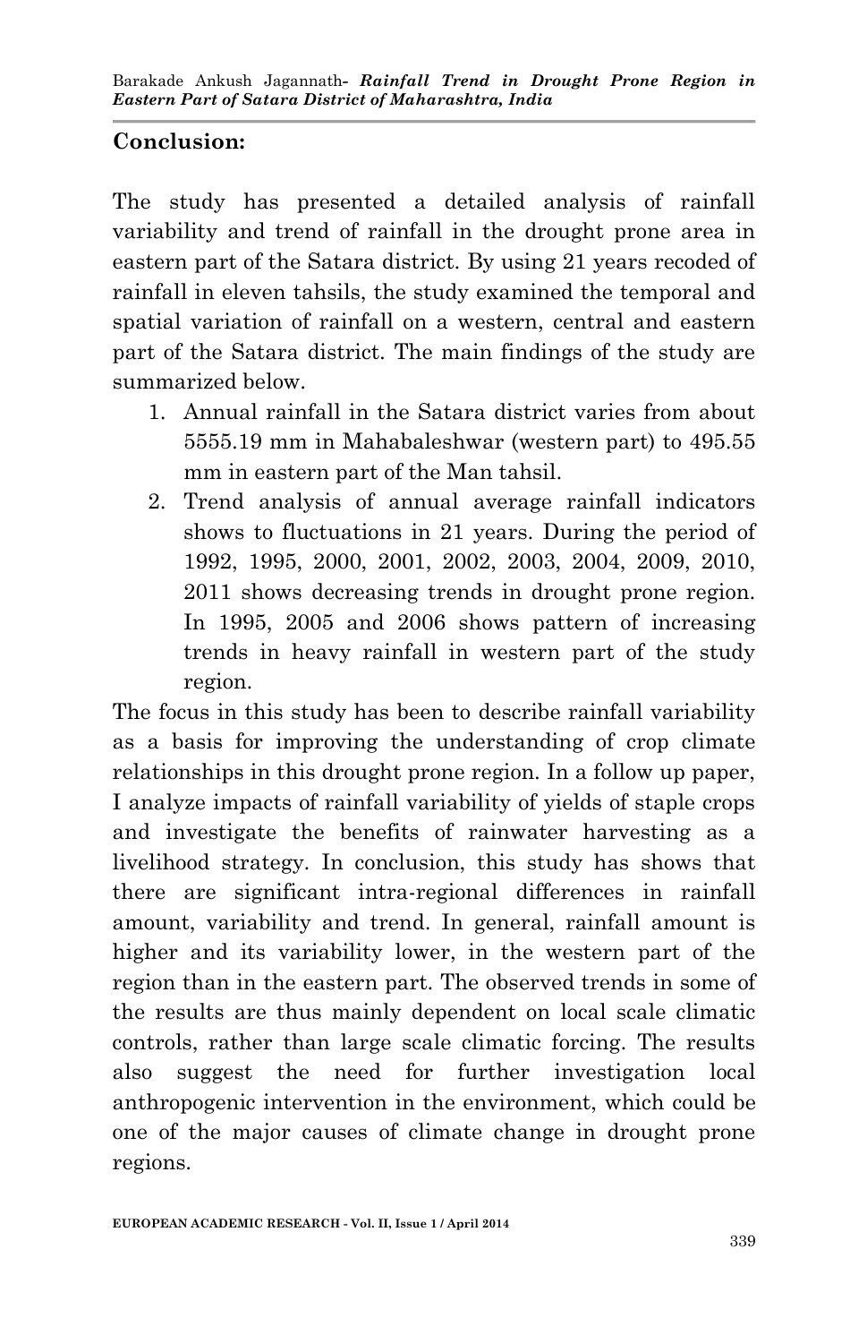## Conclusion:

The study has presented a detailed analysis of rainfall variability and trend of rainfall in the drought prone area in eastern part of the Satara district. By using 21 years recoded of rainfall in eleven tahsils, the study examined the temporal and spatial variation of rainfall on a western, central and eastern part of the Satara district. The main findings of the study are summarized below.

1. Annual rainfall in the Satara district varies from about 5555.19 mm in Mahabaleshwar (western part) to 495.55 mm in eastern part of the Man tahsil.
2. Trend analysis of annual average rainfall indicators shows to fluctuations in 21 years. During the period of 1992, 1995, 2000, 2001, 2002, 2003, 2004, 2009, 2010, 2011 shows decreasing trends in drought prone region. In 1995, 2005 and 2006 shows pattern of increasing trends in heavy rainfall in western part of the study region.

The focus in this study has been to describe rainfall variability as a basis for improving the understanding of crop climate relationships in this drought prone region. In a follow up paper, I analyze impacts of rainfall variability of yields of staple crops and investigate the benefits of rainwater harvesting as a livelihood strategy. In conclusion, this study has shows that there are significant intra-regional differences in rainfall amount, variability and trend. In general, rainfall amount is higher and its variability lower, in the western part of the region than in the eastern part. The observed trends in some of the results are thus mainly dependent on local scale climatic controls, rather than large scale climatic forcing. The results also suggest the need for further investigation local anthropogenic intervention in the environment, which could be one of the major causes of climate change in drought prone regions.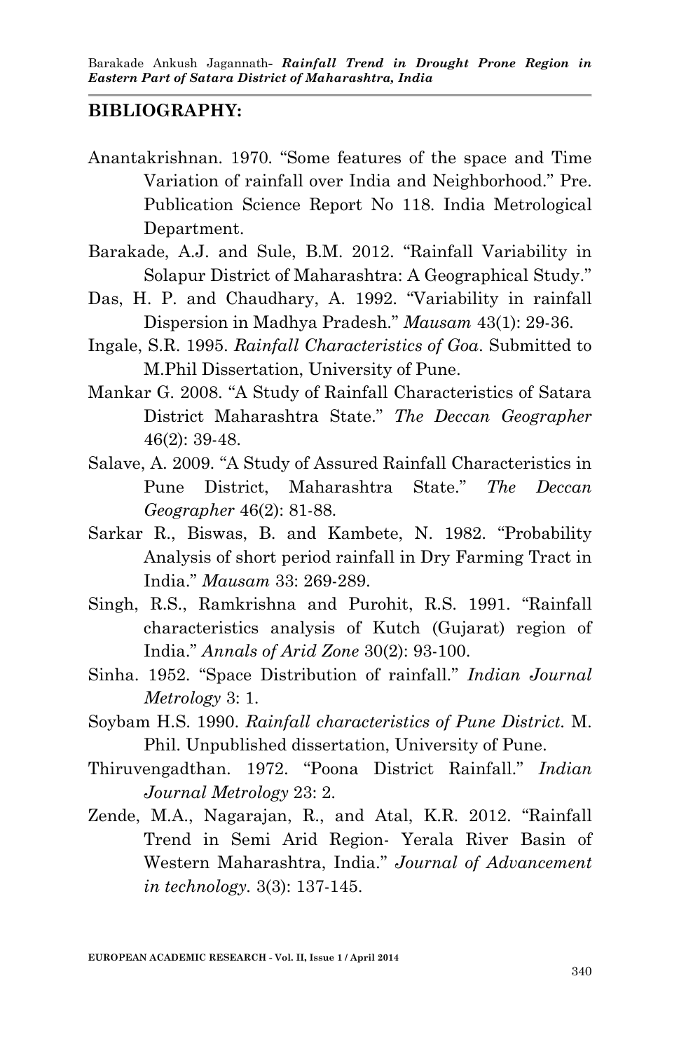## BIBLIOGRAPHY:

Anantakrishnan. 1970. "Some features of the space and Time Variation of rainfall over India and Neighborhood." Pre. Publication Science Report No 118. India Metrological Department.

Barakade, A.J. and Sule, B.M. 2012. "Rainfall Variability in Solapur District of Maharashtra: A Geographical Study."

Das, H. P. and Chaudhary, A. 1992. "Variability in rainfall Dispersion in Madhya Pradesh." *Mausam* 43(1): 29-36.

Ingale, S.R. 1995. *Rainfall Characteristics of Goa*. Submitted to M.Phil Dissertation, University of Pune.

Mankar G. 2008. "A Study of Rainfall Characteristics of Satara District Maharashtra State." *The Deccan Geographer* 46(2): 39-48.

Salave, A. 2009. "A Study of Assured Rainfall Characteristics in Pune District, Maharashtra State." *The Deccan Geographer* 46(2): 81-88.

Sarkar R., Biswas, B. and Kambete, N. 1982. "Probability Analysis of short period rainfall in Dry Farming Tract in India." *Mausam* 33: 269-289.

Singh, R.S., Ramkrishna and Purohit, R.S. 1991. "Rainfall characteristics analysis of Kutch (Gujarat) region of India." *Annals of Arid Zone* 30(2): 93-100.

Sinha. 1952. "Space Distribution of rainfall." *Indian Journal Metrology* 3: 1.

Soybam H.S. 1990. *Rainfall characteristics of Pune District.* M. Phil. Unpublished dissertation, University of Pune.

Thiruvengadthan. 1972. "Poona District Rainfall." *Indian Journal Metrology* 23: 2.

Zende, M.A., Nagarajan, R., and Atal, K.R. 2012. "Rainfall Trend in Semi Arid Region- Yerala River Basin of Western Maharashtra, India." *Journal of Advancement in technology.* 3(3): 137-145.